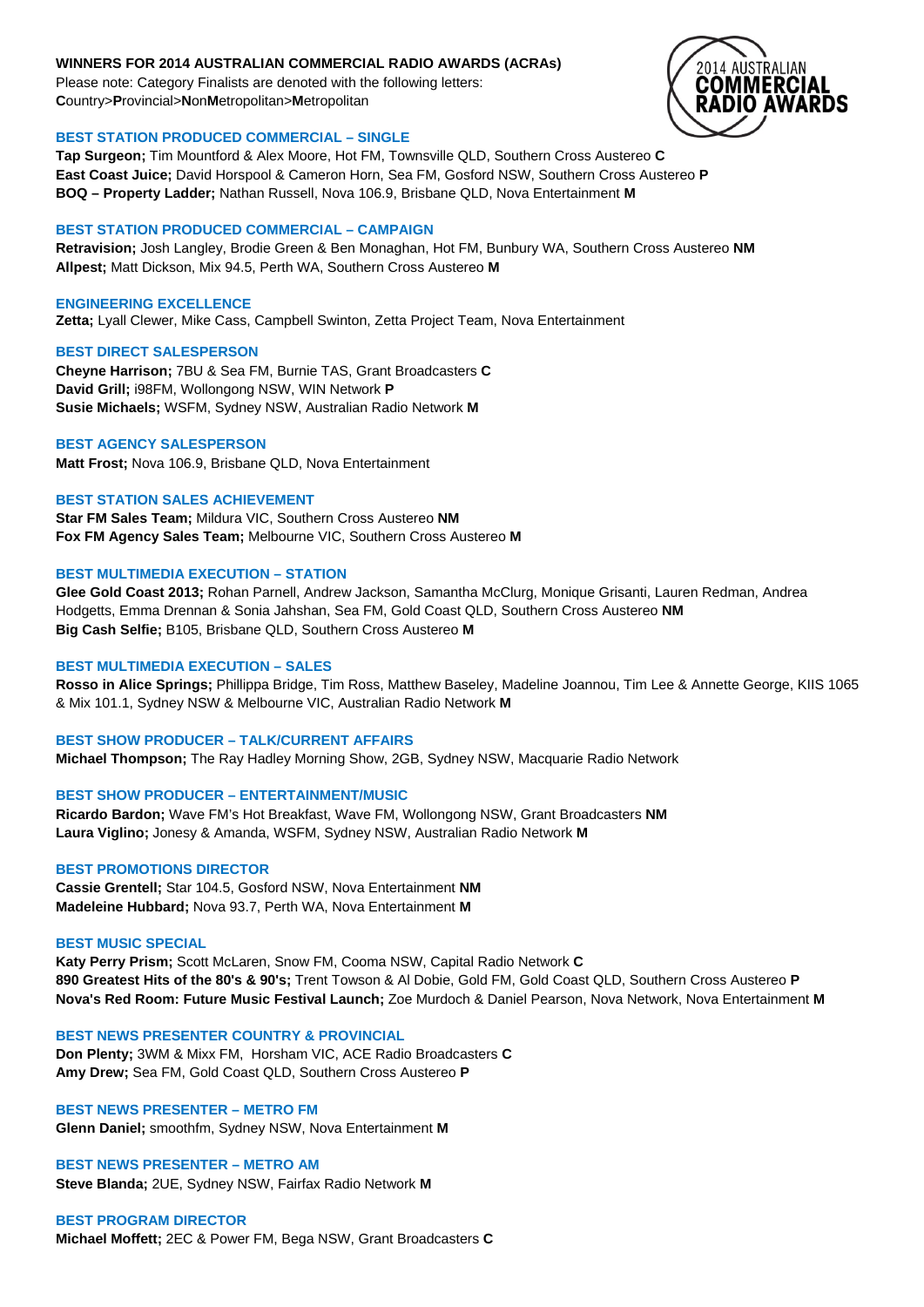**WINNERS FOR 2014 AUSTRALIAN COMMERCIAL RADIO AWARDS (ACRAs)**

Please note: Category Finalists are denoted with the following letters:
**C**ountry>**P**rovincial>**N**on**M**etropolitan>**M**etropolitan

2014 AUSTRALIAN **COMMERCIAL RADIO AWARDS**

## BEST STATION PRODUCED COMMERCIAL – SINGLE

**Tap Surgeon;** Tim Mountford & Alex Moore, Hot FM, Townsville QLD, Southern Cross Austereo **C**
**East Coast Juice;** David Horspool & Cameron Horn, Sea FM, Gosford NSW, Southern Cross Austereo **P**
**BOQ – Property Ladder;** Nathan Russell, Nova 106.9, Brisbane QLD, Nova Entertainment **M**

## BEST STATION PRODUCED COMMERCIAL – CAMPAIGN

**Retravision;** Josh Langley, Brodie Green & Ben Monaghan, Hot FM, Bunbury WA, Southern Cross Austereo **NM**
**Allpest;** Matt Dickson, Mix 94.5, Perth WA, Southern Cross Austereo **M**

## ENGINEERING EXCELLENCE

**Zetta;** Lyall Clewer, Mike Cass, Campbell Swinton, Zetta Project Team, Nova Entertainment

## BEST DIRECT SALESPERSON

**Cheyne Harrison;** 7BU & Sea FM, Burnie TAS, Grant Broadcasters **C**
**David Grill;** i98FM, Wollongong NSW, WIN Network **P**
**Susie Michaels;** WSFM, Sydney NSW, Australian Radio Network **M**

## BEST AGENCY SALESPERSON

**Matt Frost;** Nova 106.9, Brisbane QLD, Nova Entertainment

## BEST STATION SALES ACHIEVEMENT

**Star FM Sales Team;** Mildura VIC, Southern Cross Austereo **NM**
**Fox FM Agency Sales Team;** Melbourne VIC, Southern Cross Austereo **M**

## BEST MULTIMEDIA EXECUTION – STATION

**Glee Gold Coast 2013;** Rohan Parnell, Andrew Jackson, Samantha McClurg, Monique Grisanti, Lauren Redman, Andrea Hodgetts, Emma Drennan & Sonia Jahshan, Sea FM, Gold Coast QLD, Southern Cross Austereo **NM**
**Big Cash Selfie;** B105, Brisbane QLD, Southern Cross Austereo **M**

## BEST MULTIMEDIA EXECUTION – SALES

**Rosso in Alice Springs;** Phillippa Bridge, Tim Ross, Matthew Baseley, Madeline Joannou, Tim Lee & Annette George, KIIS 1065 & Mix 101.1, Sydney NSW & Melbourne VIC, Australian Radio Network **M**

## BEST SHOW PRODUCER – TALK/CURRENT AFFAIRS

**Michael Thompson;** The Ray Hadley Morning Show, 2GB, Sydney NSW, Macquarie Radio Network

## BEST SHOW PRODUCER – ENTERTAINMENT/MUSIC

**Ricardo Bardon;** Wave FM's Hot Breakfast, Wave FM, Wollongong NSW, Grant Broadcasters **NM**
**Laura Viglino;** Jonesy & Amanda, WSFM, Sydney NSW, Australian Radio Network **M**

## BEST PROMOTIONS DIRECTOR

**Cassie Grentell;** Star 104.5, Gosford NSW, Nova Entertainment **NM**
**Madeleine Hubbard;** Nova 93.7, Perth WA, Nova Entertainment **M**

## BEST MUSIC SPECIAL

**Katy Perry Prism;** Scott McLaren, Snow FM, Cooma NSW, Capital Radio Network **C**
**890 Greatest Hits of the 80's & 90's;** Trent Towson & Al Dobie, Gold FM, Gold Coast QLD, Southern Cross Austereo **P**
**Nova's Red Room: Future Music Festival Launch;** Zoe Murdoch & Daniel Pearson, Nova Network, Nova Entertainment **M**

## BEST NEWS PRESENTER COUNTRY & PROVINCIAL

**Don Plenty;** 3WM & Mixx FM, Horsham VIC, ACE Radio Broadcasters **C**
**Amy Drew;** Sea FM, Gold Coast QLD, Southern Cross Austereo **P**

## BEST NEWS PRESENTER – METRO FM

**Glenn Daniel;** smoothfm, Sydney NSW, Nova Entertainment **M**

## BEST NEWS PRESENTER – METRO AM

**Steve Blanda;** 2UE, Sydney NSW, Fairfax Radio Network **M**

## BEST PROGRAM DIRECTOR

**Michael Moffett;** 2EC & Power FM, Bega NSW, Grant Broadcasters **C**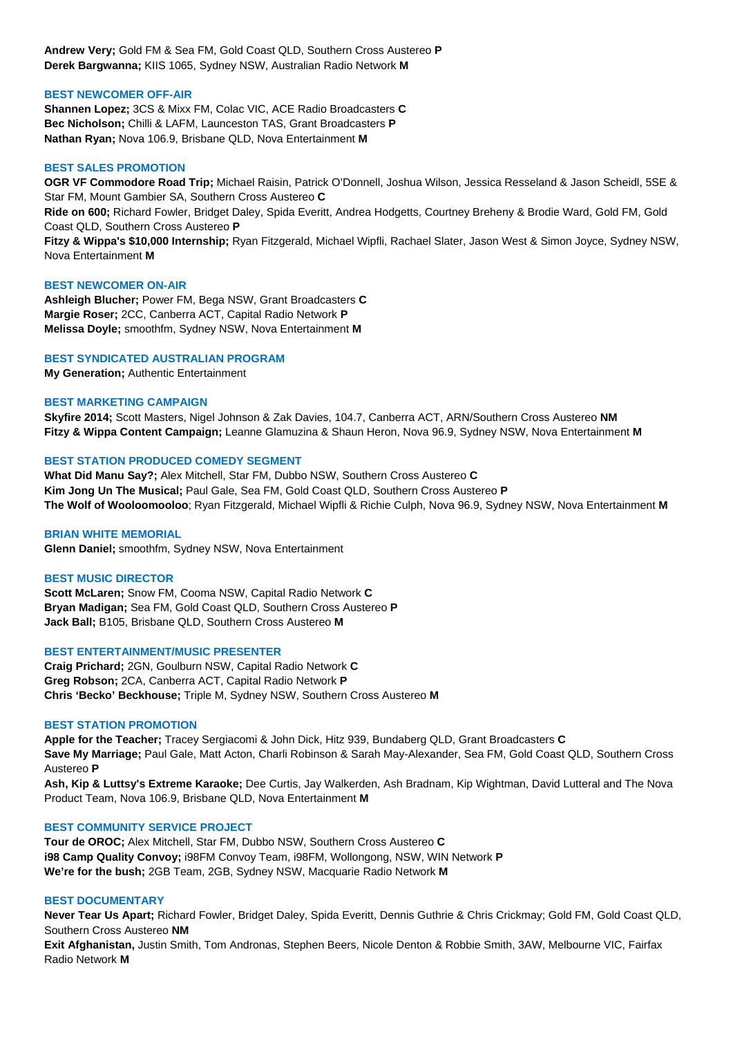**Andrew Very;** Gold FM & Sea FM, Gold Coast QLD, Southern Cross Austereo **P**
**Derek Bargwanna;** KIIS 1065, Sydney NSW, Australian Radio Network **M**

### BEST NEWCOMER OFF-AIR

**Shannen Lopez;** 3CS & Mixx FM, Colac VIC, ACE Radio Broadcasters **C**
**Bec Nicholson;** Chilli & LAFM, Launceston TAS, Grant Broadcasters **P**
**Nathan Ryan;** Nova 106.9, Brisbane QLD, Nova Entertainment **M**

### BEST SALES PROMOTION

**OGR VF Commodore Road Trip;** Michael Raisin, Patrick O'Donnell, Joshua Wilson, Jessica Resseland & Jason Scheidl, 5SE & Star FM, Mount Gambier SA, Southern Cross Austereo **C**
**Ride on 600;** Richard Fowler, Bridget Daley, Spida Everitt, Andrea Hodgetts, Courtney Breheny & Brodie Ward, Gold FM, Gold Coast QLD, Southern Cross Austereo **P**
**Fitzy & Wippa's $10,000 Internship;** Ryan Fitzgerald, Michael Wipfli, Rachael Slater, Jason West & Simon Joyce, Sydney NSW, Nova Entertainment **M**

### BEST NEWCOMER ON-AIR

**Ashleigh Blucher;** Power FM, Bega NSW, Grant Broadcasters **C**
**Margie Roser;** 2CC, Canberra ACT, Capital Radio Network **P**
**Melissa Doyle;** smoothfm, Sydney NSW, Nova Entertainment **M**

### BEST SYNDICATED AUSTRALIAN PROGRAM

**My Generation;** Authentic Entertainment

### BEST MARKETING CAMPAIGN

**Skyfire 2014;** Scott Masters, Nigel Johnson & Zak Davies, 104.7, Canberra ACT, ARN/Southern Cross Austereo **NM**
**Fitzy & Wippa Content Campaign;** Leanne Glamuzina & Shaun Heron, Nova 96.9, Sydney NSW, Nova Entertainment **M**

### BEST STATION PRODUCED COMEDY SEGMENT

**What Did Manu Say?;** Alex Mitchell, Star FM, Dubbo NSW, Southern Cross Austereo **C**
**Kim Jong Un The Musical;** Paul Gale, Sea FM, Gold Coast QLD, Southern Cross Austereo **P**
**The Wolf of Wooloomooloo**; Ryan Fitzgerald, Michael Wipfli & Richie Culph, Nova 96.9, Sydney NSW, Nova Entertainment **M**

### BRIAN WHITE MEMORIAL

**Glenn Daniel;** smoothfm, Sydney NSW, Nova Entertainment

### BEST MUSIC DIRECTOR

**Scott McLaren;** Snow FM, Cooma NSW, Capital Radio Network **C**
**Bryan Madigan;** Sea FM, Gold Coast QLD, Southern Cross Austereo **P**
**Jack Ball;** B105, Brisbane QLD, Southern Cross Austereo **M**

### BEST ENTERTAINMENT/MUSIC PRESENTER

**Craig Prichard;** 2GN, Goulburn NSW, Capital Radio Network **C**
**Greg Robson;** 2CA, Canberra ACT, Capital Radio Network **P**
**Chris 'Becko' Beckhouse;** Triple M, Sydney NSW, Southern Cross Austereo **M**

### BEST STATION PROMOTION

**Apple for the Teacher;** Tracey Sergiacomi & John Dick, Hitz 939, Bundaberg QLD, Grant Broadcasters **C**
**Save My Marriage;** Paul Gale, Matt Acton, Charli Robinson & Sarah May-Alexander, Sea FM, Gold Coast QLD, Southern Cross Austereo **P**
**Ash, Kip & Luttsy's Extreme Karaoke;** Dee Curtis, Jay Walkerden, Ash Bradnam, Kip Wightman, David Lutteral and The Nova Product Team, Nova 106.9, Brisbane QLD, Nova Entertainment **M**

### BEST COMMUNITY SERVICE PROJECT

**Tour de OROC;** Alex Mitchell, Star FM, Dubbo NSW, Southern Cross Austereo **C**
**i98 Camp Quality Convoy;** i98FM Convoy Team, i98FM, Wollongong, NSW, WIN Network **P**
**We're for the bush;** 2GB Team, 2GB, Sydney NSW, Macquarie Radio Network **M**

### BEST DOCUMENTARY

**Never Tear Us Apart;** Richard Fowler, Bridget Daley, Spida Everitt, Dennis Guthrie & Chris Crickmay; Gold FM, Gold Coast QLD, Southern Cross Austereo **NM**
**Exit Afghanistan,** Justin Smith, Tom Andronas, Stephen Beers, Nicole Denton & Robbie Smith, 3AW, Melbourne VIC, Fairfax Radio Network **M**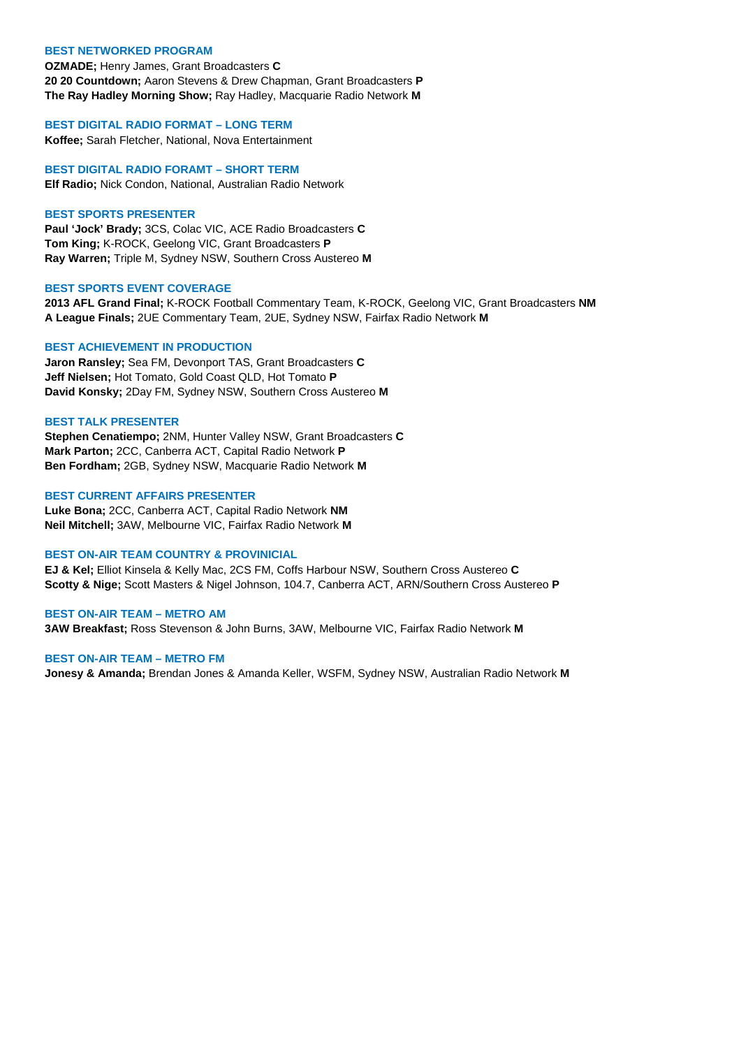### BEST NETWORKED PROGRAM

**OZMADE;** Henry James, Grant Broadcasters **C**
**20 20 Countdown;** Aaron Stevens & Drew Chapman, Grant Broadcasters **P**
**The Ray Hadley Morning Show;** Ray Hadley, Macquarie Radio Network **M**

### BEST DIGITAL RADIO FORMAT – LONG TERM

**Koffee;** Sarah Fletcher, National, Nova Entertainment

### BEST DIGITAL RADIO FORAMT – SHORT TERM

**Elf Radio;** Nick Condon, National, Australian Radio Network

### BEST SPORTS PRESENTER

**Paul 'Jock' Brady;** 3CS, Colac VIC, ACE Radio Broadcasters **C**
**Tom King;** K-ROCK, Geelong VIC, Grant Broadcasters **P**
**Ray Warren;** Triple M, Sydney NSW, Southern Cross Austereo **M**

### BEST SPORTS EVENT COVERAGE

**2013 AFL Grand Final;** K-ROCK Football Commentary Team, K-ROCK, Geelong VIC, Grant Broadcasters **NM**
**A League Finals;** 2UE Commentary Team, 2UE, Sydney NSW, Fairfax Radio Network **M**

### BEST ACHIEVEMENT IN PRODUCTION

**Jaron Ransley;** Sea FM, Devonport TAS, Grant Broadcasters **C**
**Jeff Nielsen;** Hot Tomato, Gold Coast QLD, Hot Tomato **P**
**David Konsky;** 2Day FM, Sydney NSW, Southern Cross Austereo **M**

### BEST TALK PRESENTER

**Stephen Cenatiempo;** 2NM, Hunter Valley NSW, Grant Broadcasters **C**
**Mark Parton;** 2CC, Canberra ACT, Capital Radio Network **P**
**Ben Fordham;** 2GB, Sydney NSW, Macquarie Radio Network **M**

### BEST CURRENT AFFAIRS PRESENTER

**Luke Bona;** 2CC, Canberra ACT, Capital Radio Network **NM**
**Neil Mitchell;** 3AW, Melbourne VIC, Fairfax Radio Network **M**

### BEST ON-AIR TEAM COUNTRY & PROVINICIAL

**EJ & Kel;** Elliot Kinsela & Kelly Mac, 2CS FM, Coffs Harbour NSW, Southern Cross Austereo **C**
**Scotty & Nige;** Scott Masters & Nigel Johnson, 104.7, Canberra ACT, ARN/Southern Cross Austereo **P**

### BEST ON-AIR TEAM – METRO AM

**3AW Breakfast;** Ross Stevenson & John Burns, 3AW, Melbourne VIC, Fairfax Radio Network **M**

### BEST ON-AIR TEAM – METRO FM

**Jonesy & Amanda;** Brendan Jones & Amanda Keller, WSFM, Sydney NSW, Australian Radio Network **M**